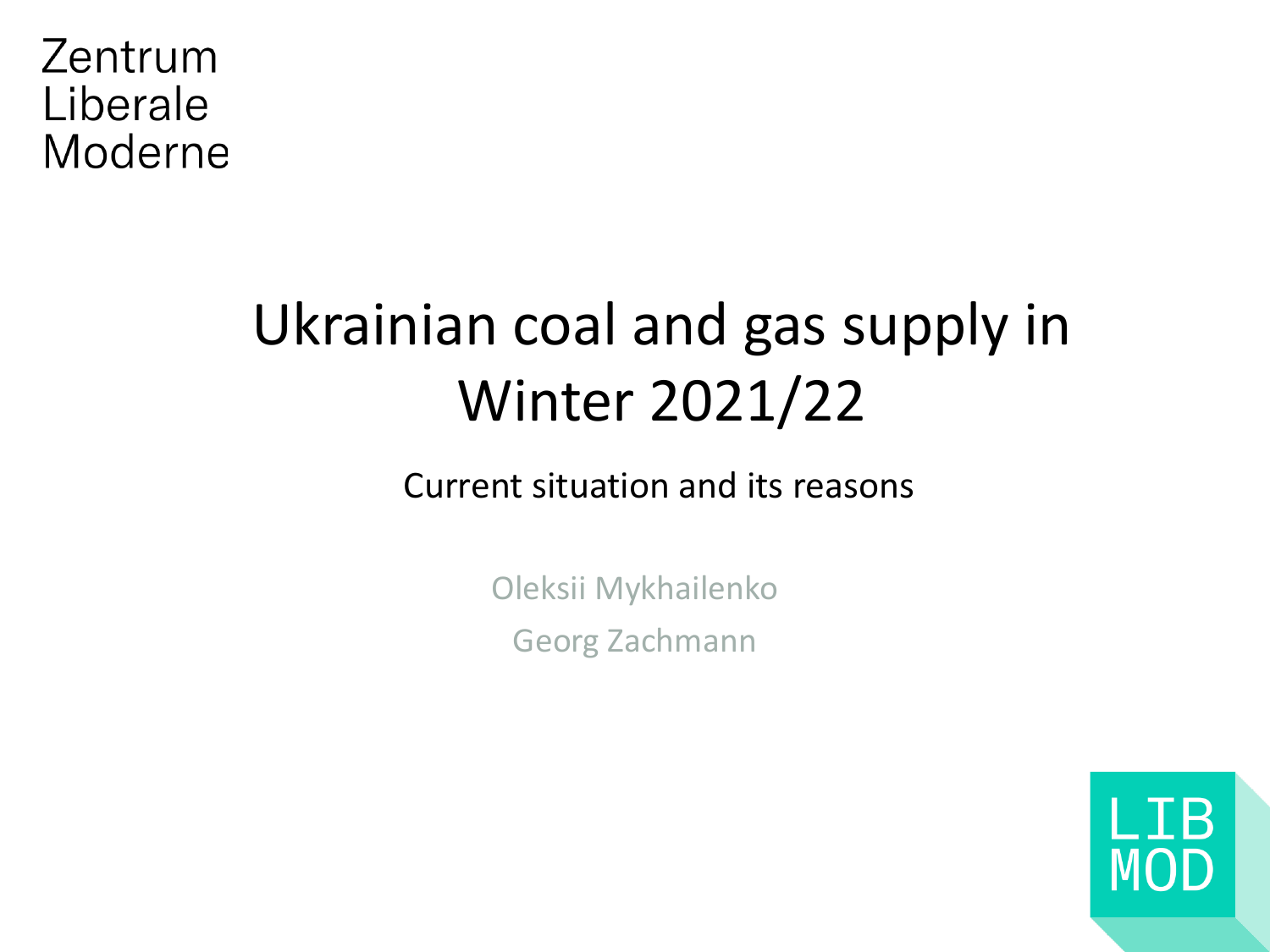Zentrum
Liberale
Moderne

# Ukrainian coal and gas supply in Winter 2021/22

## Current situation and its reasons

Oleksii Mykhailenko

Georg Zachmann

LIB
MOD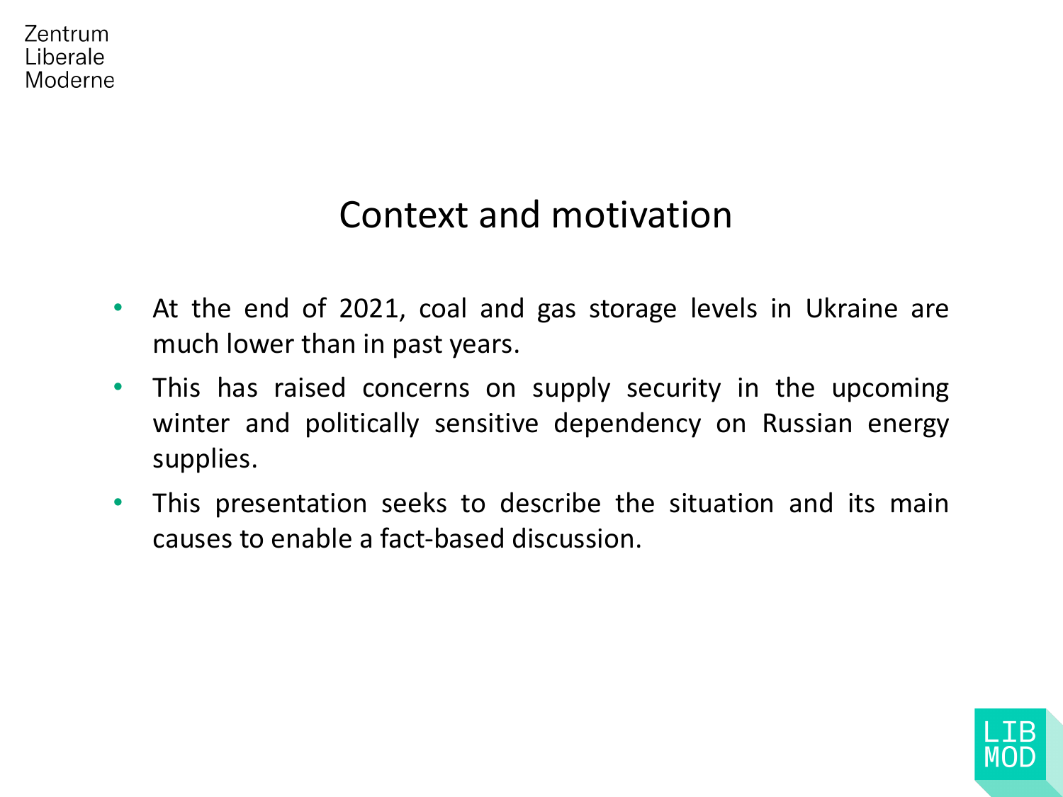# Context and motivation

- At the end of 2021, coal and gas storage levels in Ukraine are much lower than in past years.
- This has raised concerns on supply security in the upcoming winter and politically sensitive dependency on Russian energy supplies.
- This presentation seeks to describe the situation and its main causes to enable a fact-based discussion.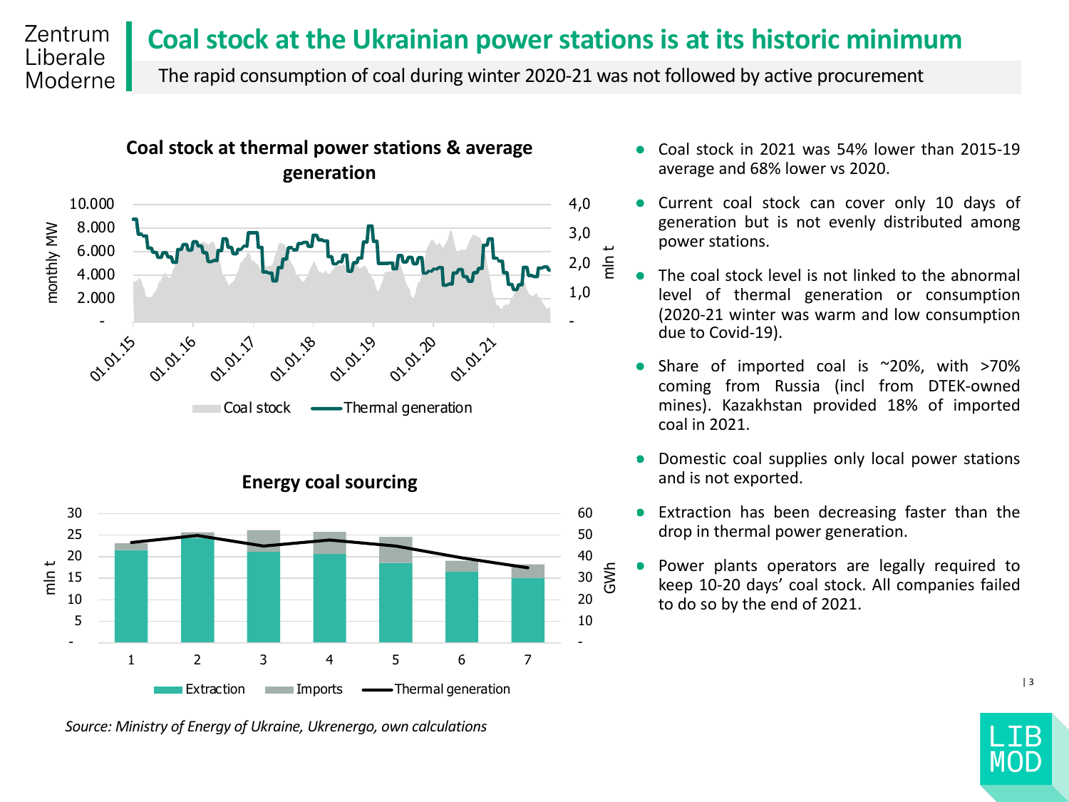Zentrum Liberale Moderne

# Coal stock at the Ukrainian power stations is at its historic minimum

The rapid consumption of coal during winter 2020-21 was not followed by active procurement

### Coal stock at thermal power stations & average generation

monthly MW: 10.000, 8.000, 6.000, 4.000, 2.000, -

mln t: 4,0, 3,0, 2,0, 1,0, -

01.01.15, 01.01.16, 01.01.17, 01.01.18, 01.01.19, 01.01.20, 01.01.21

Coal stock — Thermal generation

### Energy coal sourcing

mln t: 30, 25, 20, 15, 10, 5, -

GWh: 60, 50, 40, 30, 20, 10, -

1, 2, 3, 4, 5, 6, 7

Extraction — Imports — Thermal generation

*Source: Ministry of Energy of Ukraine, Ukrenergo, own calculations*

- Coal stock in 2021 was 54% lower than 2015-19 average and 68% lower vs 2020.
- Current coal stock can cover only 10 days of generation but is not evenly distributed among power stations.
- The coal stock level is not linked to the abnormal level of thermal generation or consumption (2020-21 winter was warm and low consumption due to Covid-19).
- Share of imported coal is ~20%, with >70% coming from Russia (incl from DTEK-owned mines). Kazakhstan provided 18% of imported coal in 2021.
- Domestic coal supplies only local power stations and is not exported.
- Extraction has been decreasing faster than the drop in thermal power generation.
- Power plants operators are legally required to keep 10-20 days' coal stock. All companies failed to do so by the end of 2021.

LIB MOD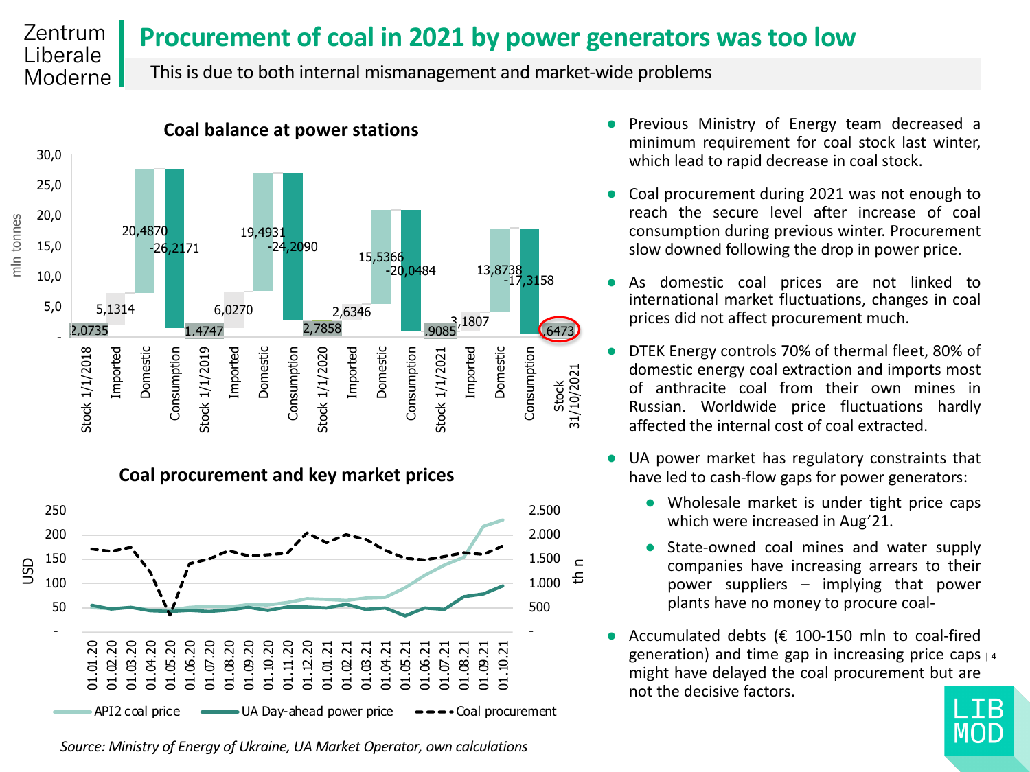# Procurement of coal in 2021 by power generators was too low

This is due to both internal mismanagement and market-wide problems

**Coal balance at power stations**

| | Value (mln tonnes) |
|---|---|
| Stock 1/1/2018 | 2,0735 |
| Imported | 5,1314 |
| Domestic | 20,4870 |
| Consumption | -26,2171 |
| Stock 1/1/2019 | 1,4747 |
| Imported | 6,0270 |
| Domestic | 19,4931 |
| Consumption | -24,2090 |
| Stock 1/1/2020 | 2,7858 |
| Imported | 2,6346 |
| Domestic | 15,5366 |
| Consumption | -20,0484 |
| Stock 1/1/2021 | ,9085 |
| Imported | 3,1807 |
| Domestic | 13,8738 |
| Consumption | -17,3158 |
| Stock 31/10/2021 | ,6473 |

**Coal procurement and key market prices**

Legend: API2 coal price; UA Day-ahead power price; Coal procurement

- Previous Ministry of Energy team decreased a minimum requirement for coal stock last winter, which lead to rapid decrease in coal stock.
- Coal procurement during 2021 was not enough to reach the secure level after increase of coal consumption during previous winter. Procurement slow downed following the drop in power price.
- As domestic coal prices are not linked to international market fluctuations, changes in coal prices did not affect procurement much.
- DTEK Energy controls 70% of thermal fleet, 80% of domestic energy coal extraction and imports most of anthracite coal from their own mines in Russian. Worldwide price fluctuations hardly affected the internal cost of coal extracted.
- UA power market has regulatory constraints that have led to cash-flow gaps for power generators:
  - Wholesale market is under tight price caps which were increased in Aug'21.
  - State-owned coal mines and water supply companies have increasing arrears to their power suppliers – implying that power plants have no money to procure coal-
- Accumulated debts (€ 100-150 mln to coal-fired generation) and time gap in increasing price caps might have delayed the coal procurement but are not the decisive factors.

*Source: Ministry of Energy of Ukraine, UA Market Operator, own calculations*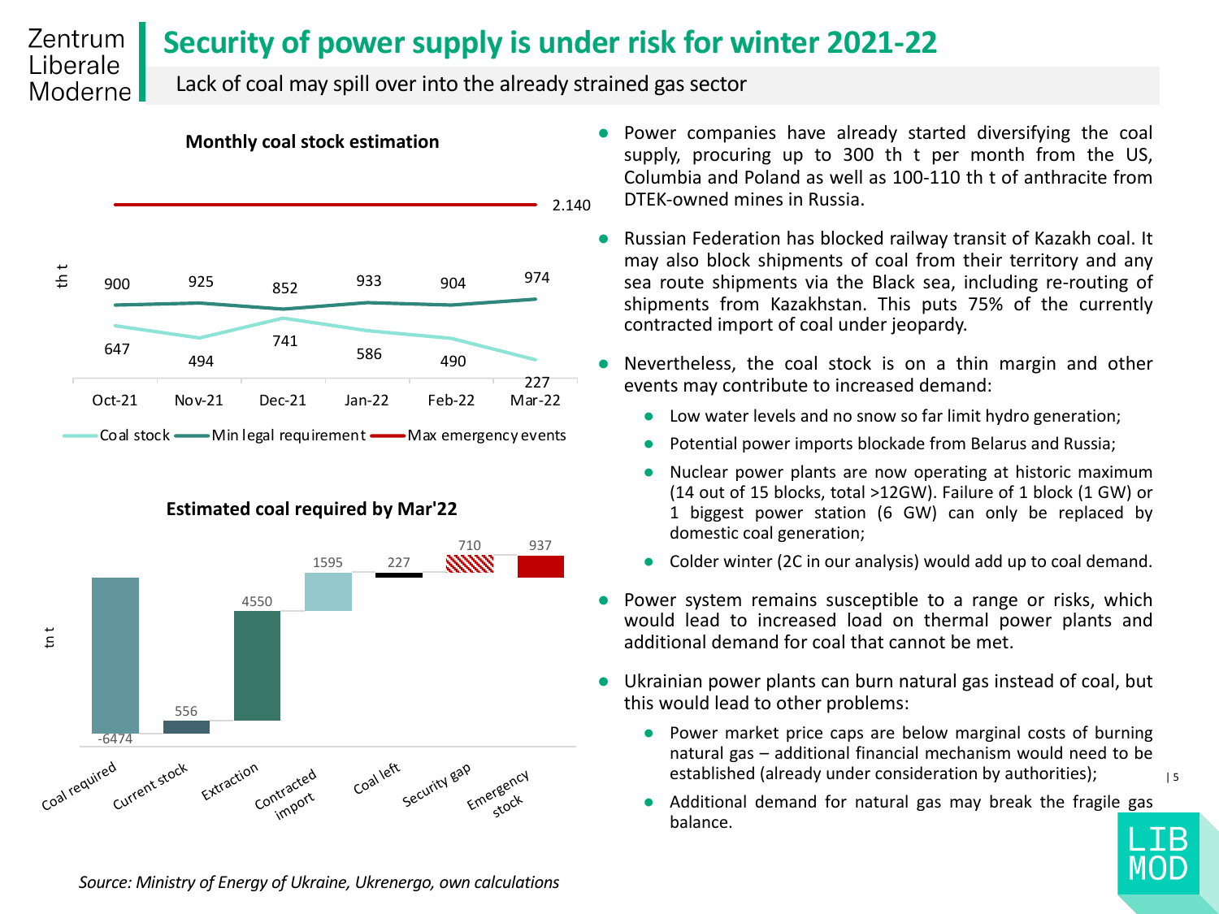# Security of power supply is under risk for winter 2021-22

Lack of coal may spill over into the already strained gas sector

**Monthly coal stock estimation**

| th t | Oct-21 | Nov-21 | Dec-21 | Jan-22 | Feb-22 | Mar-22 |
|---|---|---|---|---|---|---|
| Coal stock | 647 | 494 | 741 | 586 | 490 | 227 |
| Min legal requirement | 900 | 925 | 852 | 933 | 904 | 974 |
| Max emergency events | | | | | | 2.140 |

**Estimated coal required by Mar'22**

| th t | Coal required | Current stock | Extraction | Contracted import | Coal left | Security gap | Emergency stock |
|---|---|---|---|---|---|---|---|
| Value | -6474 | 556 | 4550 | 1595 | 227 | 710 | 937 |

*Source: Ministry of Energy of Ukraine, Ukrenergo, own calculations*

- Power companies have already started diversifying the coal supply, procuring up to 300 th t per month from the US, Columbia and Poland as well as 100-110 th t of anthracite from DTEK-owned mines in Russia.
- Russian Federation has blocked railway transit of Kazakh coal. It may also block shipments of coal from their territory and any sea route shipments via the Black sea, including re-routing of shipments from Kazakhstan. This puts 75% of the currently contracted import of coal under jeopardy.
- Nevertheless, the coal stock is on a thin margin and other events may contribute to increased demand:
  - Low water levels and no snow so far limit hydro generation;
  - Potential power imports blockade from Belarus and Russia;
  - Nuclear power plants are now operating at historic maximum (14 out of 15 blocks, total >12GW). Failure of 1 block (1 GW) or 1 biggest power station (6 GW) can only be replaced by domestic coal generation;
  - Colder winter (2C in our analysis) would add up to coal demand.
- Power system remains susceptible to a range or risks, which would lead to increased load on thermal power plants and additional demand for coal that cannot be met.
- Ukrainian power plants can burn natural gas instead of coal, but this would lead to other problems:
  - Power market price caps are below marginal costs of burning natural gas – additional financial mechanism would need to be established (already under consideration by authorities);
  - Additional demand for natural gas may break the fragile gas balance.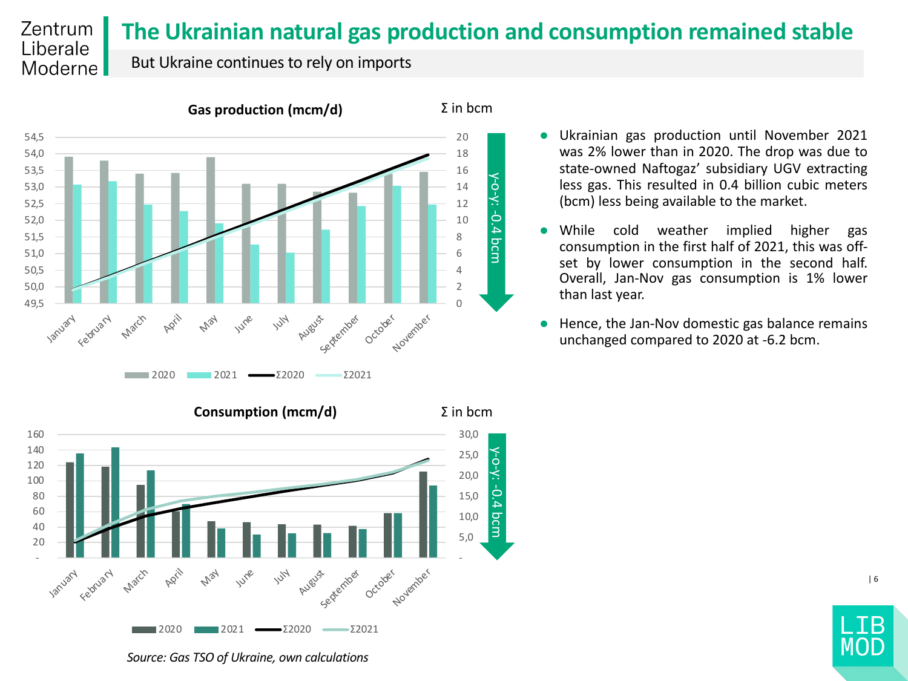# The Ukrainian natural gas production and consumption remained stable

But Ukraine continues to rely on imports

**Gas production (mcm/d)**

Σ in bcm

y-o-y: -0.4 bcm

2020 | 2021 | Σ2020 | Σ2021

**Consumption (mcm/d)**

Σ in bcm

y-o-y: -0.4 bcm

2020 | 2021 | Σ2020 | Σ2021

*Source: Gas TSO of Ukraine, own calculations*

- Ukrainian gas production until November 2021 was 2% lower than in 2020. The drop was due to state-owned Naftogaz' subsidiary UGV extracting less gas. This resulted in 0.4 billion cubic meters (bcm) less being available to the market.
- While cold weather implied higher gas consumption in the first half of 2021, this was offset by lower consumption in the second half. Overall, Jan-Nov gas consumption is 1% lower than last year.
- Hence, the Jan-Nov domestic gas balance remains unchanged compared to 2020 at -6.2 bcm.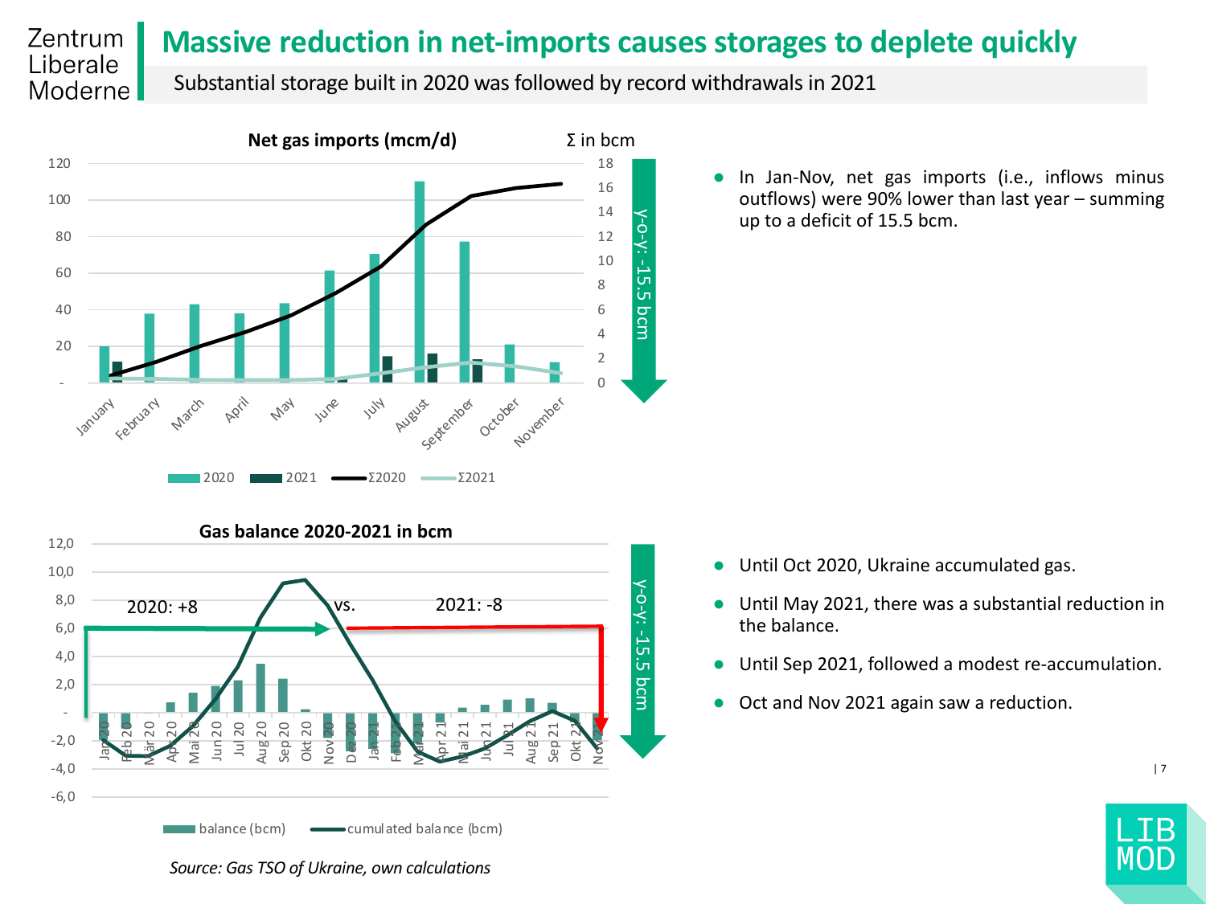# Massive reduction in net-imports causes storages to deplete quickly

Substantial storage built in 2020 was followed by record withdrawals in 2021

**Net gas imports (mcm/d)**

Σ in bcm

y-o-y: -15.5 bcm

2020 | 2021 | Σ2020 | Σ2021

- In Jan-Nov, net gas imports (i.e., inflows minus outflows) were 90% lower than last year – summing up to a deficit of 15.5 bcm.

**Gas balance 2020-2021 in bcm**

2020: +8 vs. 2021: -8

y-o-y: -15.5 bcm

balance (bcm) | cumulated balance (bcm)

*Source: Gas TSO of Ukraine, own calculations*

- Until Oct 2020, Ukraine accumulated gas.
- Until May 2021, there was a substantial reduction in the balance.
- Until Sep 2021, followed a modest re-accumulation.
- Oct and Nov 2021 again saw a reduction.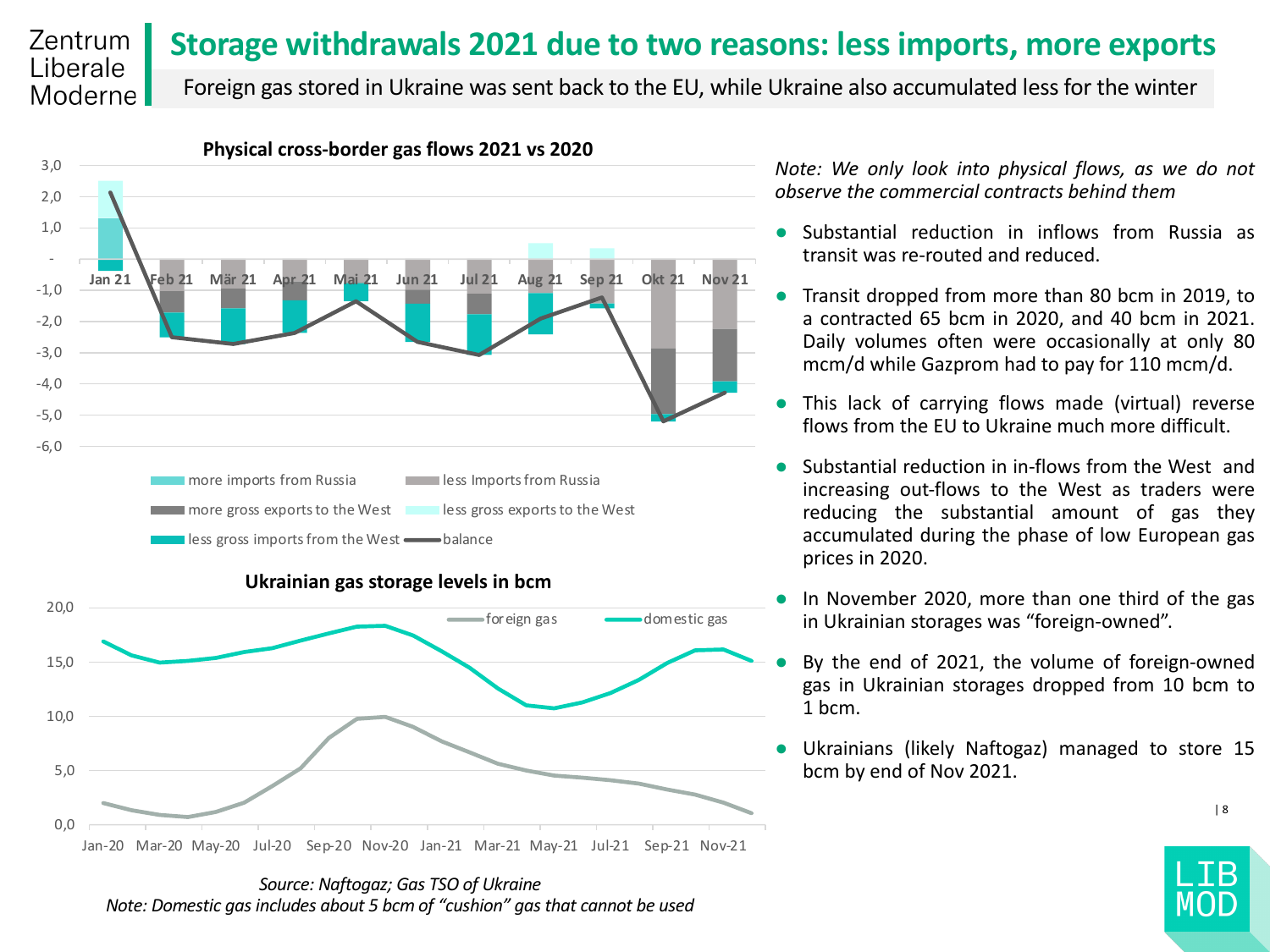# Storage withdrawals 2021 due to two reasons: less imports, more exports

Foreign gas stored in Ukraine was sent back to the EU, while Ukraine also accumulated less for the winter

**Physical cross-border gas flows 2021 vs 2020**

**Ukrainian gas storage levels in bcm**

*Source: Naftogaz; Gas TSO of Ukraine*
*Note: Domestic gas includes about 5 bcm of "cushion" gas that cannot be used*

*Note: We only look into physical flows, as we do not observe the commercial contracts behind them*

- Substantial reduction in inflows from Russia as transit was re-routed and reduced.
- Transit dropped from more than 80 bcm in 2019, to a contracted 65 bcm in 2020, and 40 bcm in 2021. Daily volumes often were occasionally at only 80 mcm/d while Gazprom had to pay for 110 mcm/d.
- This lack of carrying flows made (virtual) reverse flows from the EU to Ukraine much more difficult.
- Substantial reduction in in-flows from the West and increasing out-flows to the West as traders were reducing the substantial amount of gas they accumulated during the phase of low European gas prices in 2020.
- In November 2020, more than one third of the gas in Ukrainian storages was "foreign-owned".
- By the end of 2021, the volume of foreign-owned gas in Ukrainian storages dropped from 10 bcm to 1 bcm.
- Ukrainians (likely Naftogaz) managed to store 15 bcm by end of Nov 2021.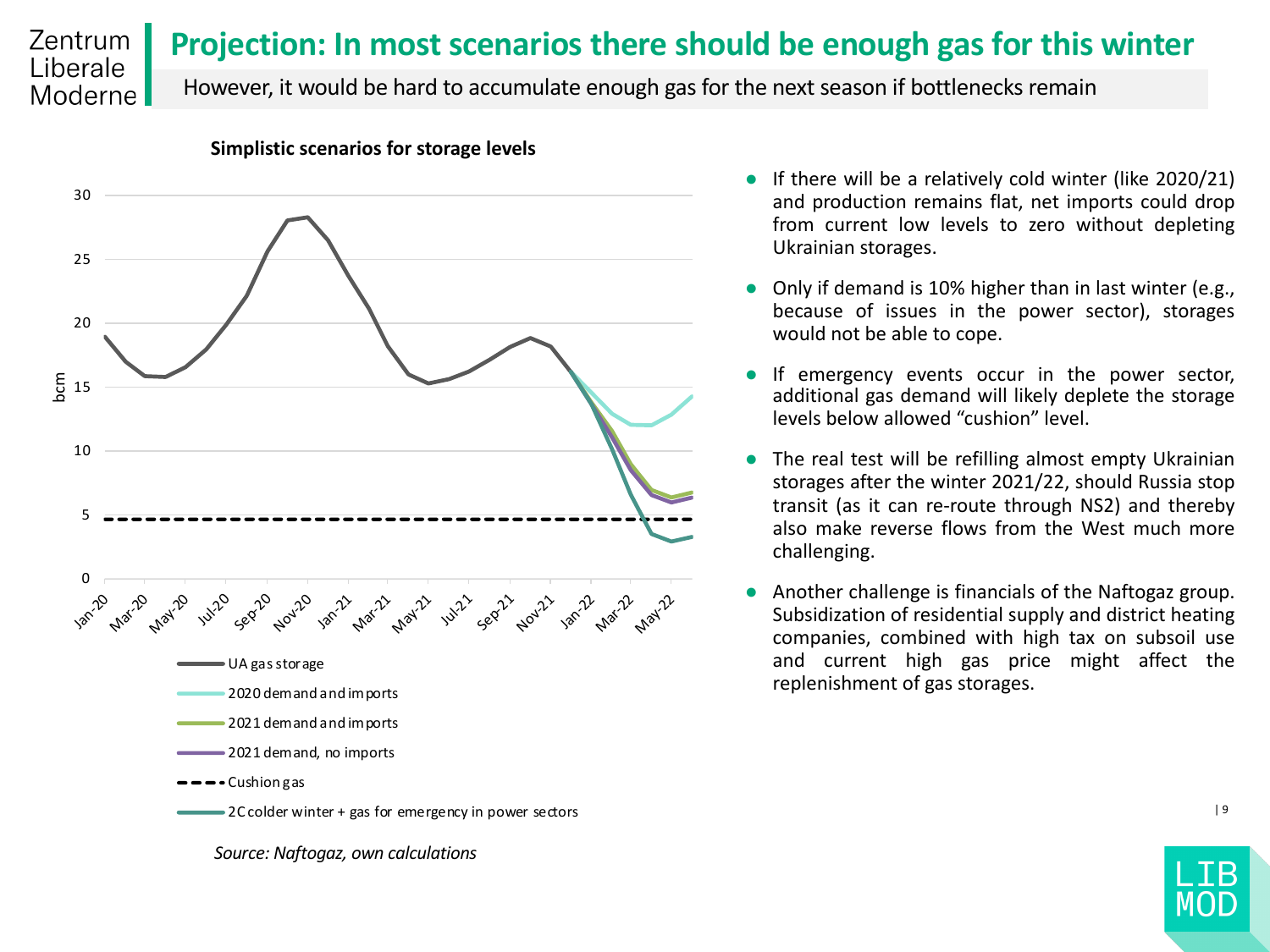# Projection: In most scenarios there should be enough gas for this winter

However, it would be hard to accumulate enough gas for the next season if bottlenecks remain

**Simplistic scenarios for storage levels**

UA gas storage
2020 demand and imports
2021 demand and imports
2021 demand, no imports
Cushion gas
2C colder winter + gas for emergency in power sectors

*Source: Naftogaz, own calculations*

- If there will be a relatively cold winter (like 2020/21) and production remains flat, net imports could drop from current low levels to zero without depleting Ukrainian storages.
- Only if demand is 10% higher than in last winter (e.g., because of issues in the power sector), storages would not be able to cope.
- If emergency events occur in the power sector, additional gas demand will likely deplete the storage levels below allowed "cushion" level.
- The real test will be refilling almost empty Ukrainian storages after the winter 2021/22, should Russia stop transit (as it can re-route through NS2) and thereby also make reverse flows from the West much more challenging.
- Another challenge is financials of the Naftogaz group. Subsidization of residential supply and district heating companies, combined with high tax on subsoil use and current high gas price might affect the replenishment of gas storages.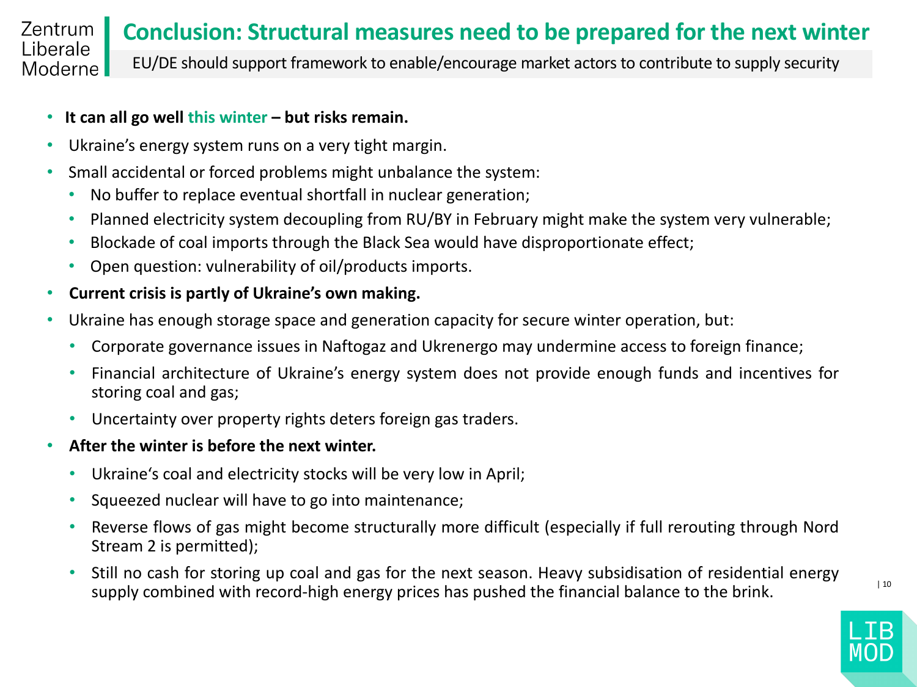# Conclusion: Structural measures need to be prepared for the next winter

EU/DE should support framework to enable/encourage market actors to contribute to supply security

- **It can all go well this winter – but risks remain.**
- Ukraine's energy system runs on a very tight margin.
- Small accidental or forced problems might unbalance the system:
  - No buffer to replace eventual shortfall in nuclear generation;
  - Planned electricity system decoupling from RU/BY in February might make the system very vulnerable;
  - Blockade of coal imports through the Black Sea would have disproportionate effect;
  - Open question: vulnerability of oil/products imports.
- **Current crisis is partly of Ukraine's own making.**
- Ukraine has enough storage space and generation capacity for secure winter operation, but:
  - Corporate governance issues in Naftogaz and Ukrenergo may undermine access to foreign finance;
  - Financial architecture of Ukraine's energy system does not provide enough funds and incentives for storing coal and gas;
  - Uncertainty over property rights deters foreign gas traders.
- **After the winter is before the next winter.**
  - Ukraine's coal and electricity stocks will be very low in April;
  - Squeezed nuclear will have to go into maintenance;
  - Reverse flows of gas might become structurally more difficult (especially if full rerouting through Nord Stream 2 is permitted);
  - Still no cash for storing up coal and gas for the next season. Heavy subsidisation of residential energy supply combined with record-high energy prices has pushed the financial balance to the brink.